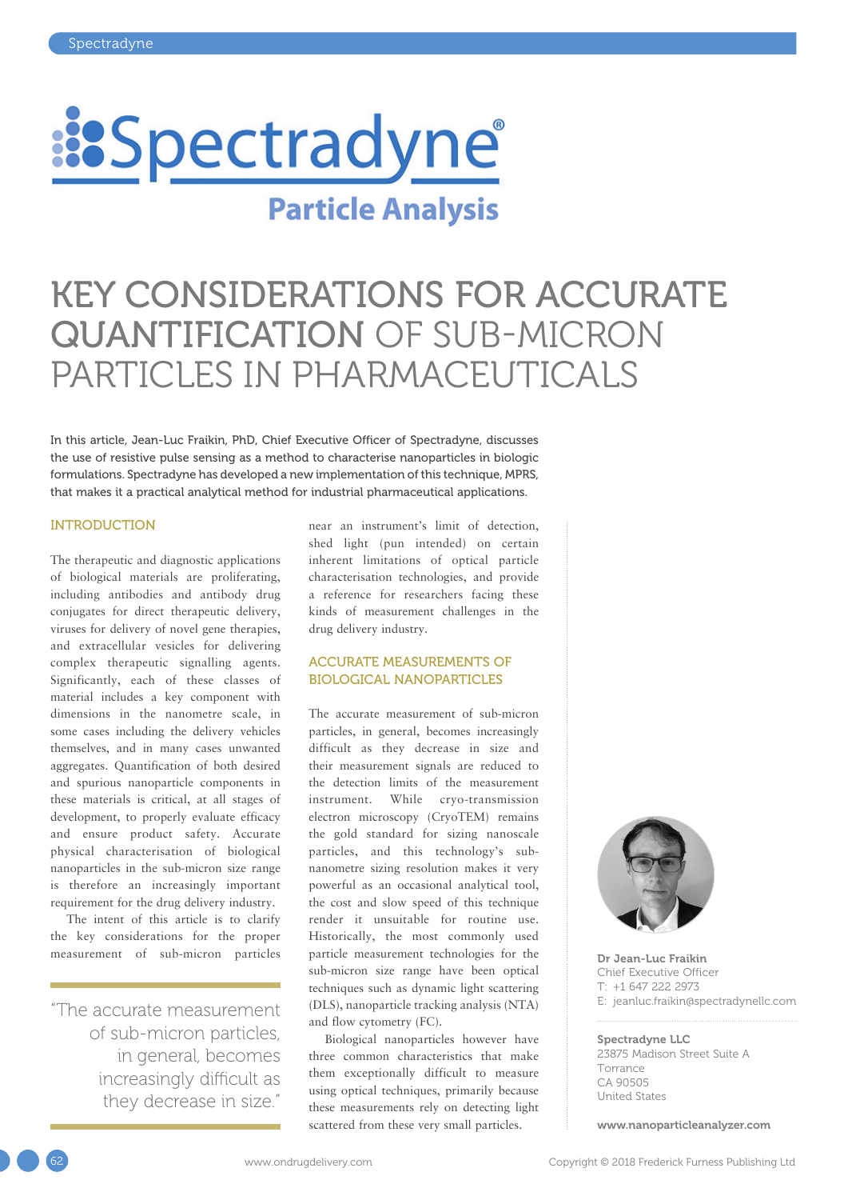# KEY CONSIDERATIONS FOR ACCURATE QUANTIFICATION OF SUB-MICRON PARTICLES IN PHARMACEUTICALS

In this article, Jean-Luc Fraikin, PhD, Chief Executive Officer of Spectradyne, discusses the use of resistive pulse sensing as a method to characterise nanoparticles in biologic formulations. Spectradyne has developed a new implementation of this technique, MPRS, that makes it a practical analytical method for industrial pharmaceutical applications.

## INTRODUCTION

The therapeutic and diagnostic applications of biological materials are proliferating, including antibodies and antibody drug conjugates for direct therapeutic delivery, viruses for delivery of novel gene therapies, and extracellular vesicles for delivering complex therapeutic signalling agents. Significantly, each of these classes of material includes a key component with dimensions in the nanometre scale, in some cases including the delivery vehicles themselves, and in many cases unwanted aggregates. Quantification of both desired and spurious nanoparticle components in these materials is critical, at all stages of development, to properly evaluate efficacy and ensure product safety. Accurate physical characterisation of biological nanoparticles in the sub-micron size range is therefore an increasingly important requirement for the drug delivery industry.

The intent of this article is to clarify the key considerations for the proper measurement of sub-micron particles near an instrument's limit of detection, shed light (pun intended) on certain inherent limitations of optical particle characterisation technologies, and provide a reference for researchers facing these kinds of measurement challenges in the drug delivery industry.

> "The accurate measurement of sub-micron particles, in general, becomes increasingly difficult as they decrease in size."

## ACCURATE MEASUREMENTS OF BIOLOGICAL NANOPARTICLES

The accurate measurement of sub-micron particles, in general, becomes increasingly difficult as they decrease in size and their measurement signals are reduced to the detection limits of the measurement instrument. While cryo-transmission electron microscopy (CryoTEM) remains the gold standard for sizing nanoscale particles, and this technology's sub-nanometre sizing resolution makes it very powerful as an occasional analytical tool, the cost and slow speed of this technique render it unsuitable for routine use. Historically, the most commonly used particle measurement technologies for the sub-micron size range have been optical techniques such as dynamic light scattering (DLS), nanoparticle tracking analysis (NTA) and flow cytometry (FC).

Biological nanoparticles however have three common characteristics that make them exceptionally difficult to measure using optical techniques, primarily because these measurements rely on detecting light scattered from these very small particles.

**Dr Jean-Luc Fraikin**
Chief Executive Officer
T: +1 647 222 2973
E: jeanluc.fraikin@spectradynellc.com

**Spectradyne LLC**
23875 Madison Street Suite A
Torrance
CA 90505
United States

**www.nanoparticleanalyzer.com**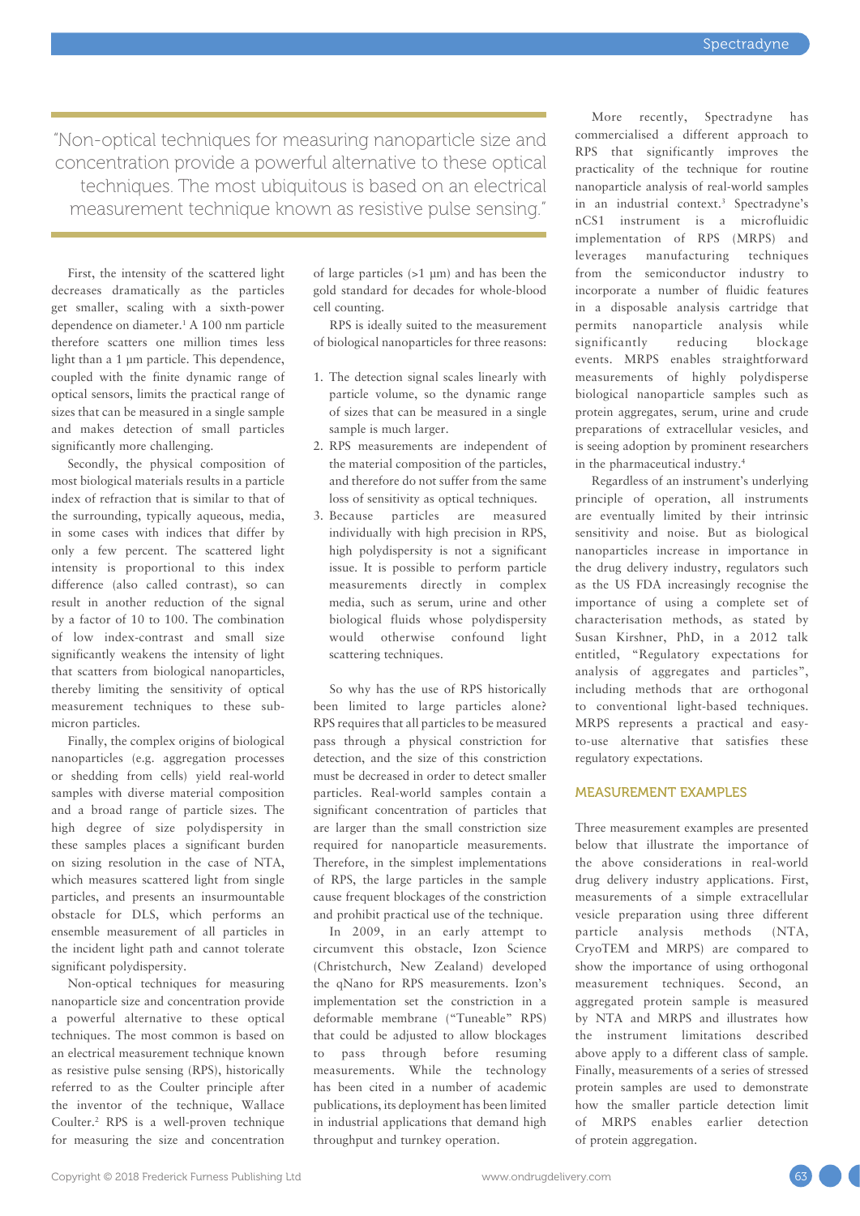> "Non-optical techniques for measuring nanoparticle size and concentration provide a powerful alternative to these optical techniques. The most ubiquitous is based on an electrical measurement technique known as resistive pulse sensing."

First, the intensity of the scattered light decreases dramatically as the particles get smaller, scaling with a sixth-power dependence on diameter.[1] A 100 nm particle therefore scatters one million times less light than a 1 µm particle. This dependence, coupled with the finite dynamic range of optical sensors, limits the practical range of sizes that can be measured in a single sample and makes detection of small particles significantly more challenging.

Secondly, the physical composition of most biological materials results in a particle index of refraction that is similar to that of the surrounding, typically aqueous, media, in some cases with indices that differ by only a few percent. The scattered light intensity is proportional to this index difference (also called contrast), so can result in another reduction of the signal by a factor of 10 to 100. The combination of low index-contrast and small size significantly weakens the intensity of light that scatters from biological nanoparticles, thereby limiting the sensitivity of optical measurement techniques to these sub-micron particles.

Finally, the complex origins of biological nanoparticles (e.g. aggregation processes or shedding from cells) yield real-world samples with diverse material composition and a broad range of particle sizes. The high degree of size polydispersity in these samples places a significant burden on sizing resolution in the case of NTA, which measures scattered light from single particles, and presents an insurmountable obstacle for DLS, which performs an ensemble measurement of all particles in the incident light path and cannot tolerate significant polydispersity.

Non-optical techniques for measuring nanoparticle size and concentration provide a powerful alternative to these optical techniques. The most common is based on an electrical measurement technique known as resistive pulse sensing (RPS), historically referred to as the Coulter principle after the inventor of the technique, Wallace Coulter.[2] RPS is a well-proven technique for measuring the size and concentration of large particles (>1 µm) and has been the gold standard for decades for whole-blood cell counting.

RPS is ideally suited to the measurement of biological nanoparticles for three reasons:

1. The detection signal scales linearly with particle volume, so the dynamic range of sizes that can be measured in a single sample is much larger.
2. RPS measurements are independent of the material composition of the particles, and therefore do not suffer from the same loss of sensitivity as optical techniques.
3. Because particles are measured individually with high precision in RPS, high polydispersity is not a significant issue. It is possible to perform particle measurements directly in complex media, such as serum, urine and other biological fluids whose polydispersity would otherwise confound light scattering techniques.

So why has the use of RPS historically been limited to large particles alone? RPS requires that all particles to be measured pass through a physical constriction for detection, and the size of this constriction must be decreased in order to detect smaller particles. Real-world samples contain a significant concentration of particles that are larger than the small constriction size required for nanoparticle measurements. Therefore, in the simplest implementations of RPS, the large particles in the sample cause frequent blockages of the constriction and prohibit practical use of the technique.

In 2009, in an early attempt to circumvent this obstacle, Izon Science (Christchurch, New Zealand) developed the qNano for RPS measurements. Izon's implementation set the constriction in a deformable membrane ("Tuneable" RPS) that could be adjusted to allow blockages to pass through before resuming measurements. While the technology has been cited in a number of academic publications, its deployment has been limited in industrial applications that demand high throughput and turnkey operation.

More recently, Spectradyne has commercialised a different approach to RPS that significantly improves the practicality of the technique for routine nanoparticle analysis of real-world samples in an industrial context.[3] Spectradyne's nCS1 instrument is a microfluidic implementation of RPS (MRPS) and leverages manufacturing techniques from the semiconductor industry to incorporate a number of fluidic features in a disposable analysis cartridge that permits nanoparticle analysis while significantly reducing blockage events. MRPS enables straightforward measurements of highly polydisperse biological nanoparticle samples such as protein aggregates, serum, urine and crude preparations of extracellular vesicles, and is seeing adoption by prominent researchers in the pharmaceutical industry.[4]

Regardless of an instrument's underlying principle of operation, all instruments are eventually limited by their intrinsic sensitivity and noise. But as biological nanoparticles increase in importance in the drug delivery industry, regulators such as the US FDA increasingly recognise the importance of using a complete set of characterisation methods, as stated by Susan Kirshner, PhD, in a 2012 talk entitled, "Regulatory expectations for analysis of aggregates and particles", including methods that are orthogonal to conventional light-based techniques. MRPS represents a practical and easy-to-use alternative that satisfies these regulatory expectations.

## MEASUREMENT EXAMPLES

Three measurement examples are presented below that illustrate the importance of the above considerations in real-world drug delivery industry applications. First, measurements of a simple extracellular vesicle preparation using three different particle analysis methods (NTA, CryoTEM and MRPS) are compared to show the importance of using orthogonal measurement techniques. Second, an aggregated protein sample is measured by NTA and MRPS and illustrates how the instrument limitations described above apply to a different class of sample. Finally, measurements of a series of stressed protein samples are used to demonstrate how the smaller particle detection limit of MRPS enables earlier detection of protein aggregation.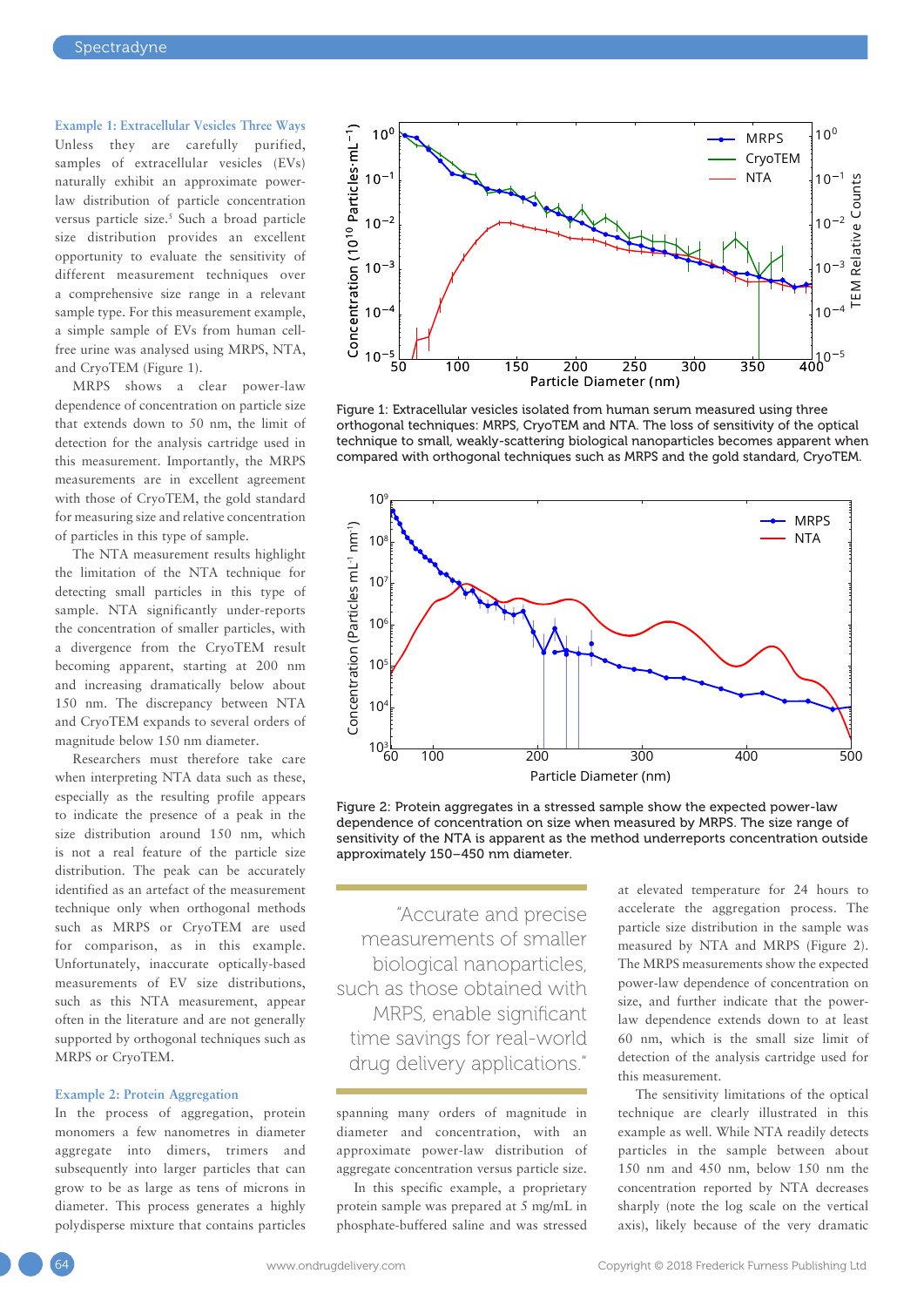### Example 1: Extracellular Vesicles Three Ways

Unless they are carefully purified, samples of extracellular vesicles (EVs) naturally exhibit an approximate power-law distribution of particle concentration versus particle size.[5] Such a broad particle size distribution provides an excellent opportunity to evaluate the sensitivity of different measurement techniques over a comprehensive size range in a relevant sample type. For this measurement example, a simple sample of EVs from human cell-free urine was analysed using MRPS, NTA, and CryoTEM (Figure 1).

MRPS shows a clear power-law dependence of concentration on particle size that extends down to 50 nm, the limit of detection for the analysis cartridge used in this measurement. Importantly, the MRPS measurements are in excellent agreement with those of CryoTEM, the gold standard for measuring size and relative concentration of particles in this type of sample.

The NTA measurement results highlight the limitation of the NTA technique for detecting small particles in this type of sample. NTA significantly under-reports the concentration of smaller particles, with a divergence from the CryoTEM result becoming apparent, starting at 200 nm and increasing dramatically below about 150 nm. The discrepancy between NTA and CryoTEM expands to several orders of magnitude below 150 nm diameter.

Researchers must therefore take care when interpreting NTA data such as these, especially as the resulting profile appears to indicate the presence of a peak in the size distribution around 150 nm, which is not a real feature of the particle size distribution. The peak can be accurately identified as an artefact of the measurement technique only when orthogonal methods such as MRPS or CryoTEM are used for comparison, as in this example. Unfortunately, inaccurate optically-based measurements of EV size distributions, such as this NTA measurement, appear often in the literature and are not generally supported by orthogonal techniques such as MRPS or CryoTEM.

Figure 1: Extracellular vesicles isolated from human serum measured using three orthogonal techniques: MRPS, CryoTEM and NTA. The loss of sensitivity of the optical technique to small, weakly-scattering biological nanoparticles becomes apparent when compared with orthogonal techniques such as MRPS and the gold standard, CryoTEM.

Figure 2: Protein aggregates in a stressed sample show the expected power-law dependence of concentration on size when measured by MRPS. The size range of sensitivity of the NTA is apparent as the method underreports concentration outside approximately 150–450 nm diameter.

### Example 2: Protein Aggregation

In the process of aggregation, protein monomers a few nanometres in diameter aggregate into dimers, trimers and subsequently into larger particles that can grow to be as large as tens of microns in diameter. This process generates a highly polydisperse mixture that contains particles spanning many orders of magnitude in diameter and concentration, with an approximate power-law distribution of aggregate concentration versus particle size.

> "Accurate and precise measurements of smaller biological nanoparticles, such as those obtained with MRPS, enable significant time savings for real-world drug delivery applications."

In this specific example, a proprietary protein sample was prepared at 5 mg/mL in phosphate-buffered saline and was stressed at elevated temperature for 24 hours to accelerate the aggregation process. The particle size distribution in the sample was measured by NTA and MRPS (Figure 2). The MRPS measurements show the expected power-law dependence of concentration on size, and further indicate that the power-law dependence extends down to at least 60 nm, which is the small size limit of detection of the analysis cartridge used for this measurement.

The sensitivity limitations of the optical technique are clearly illustrated in this example as well. While NTA readily detects particles in the sample between about 150 nm and 450 nm, below 150 nm the concentration reported by NTA decreases sharply (note the log scale on the vertical axis), likely because of the very dramatic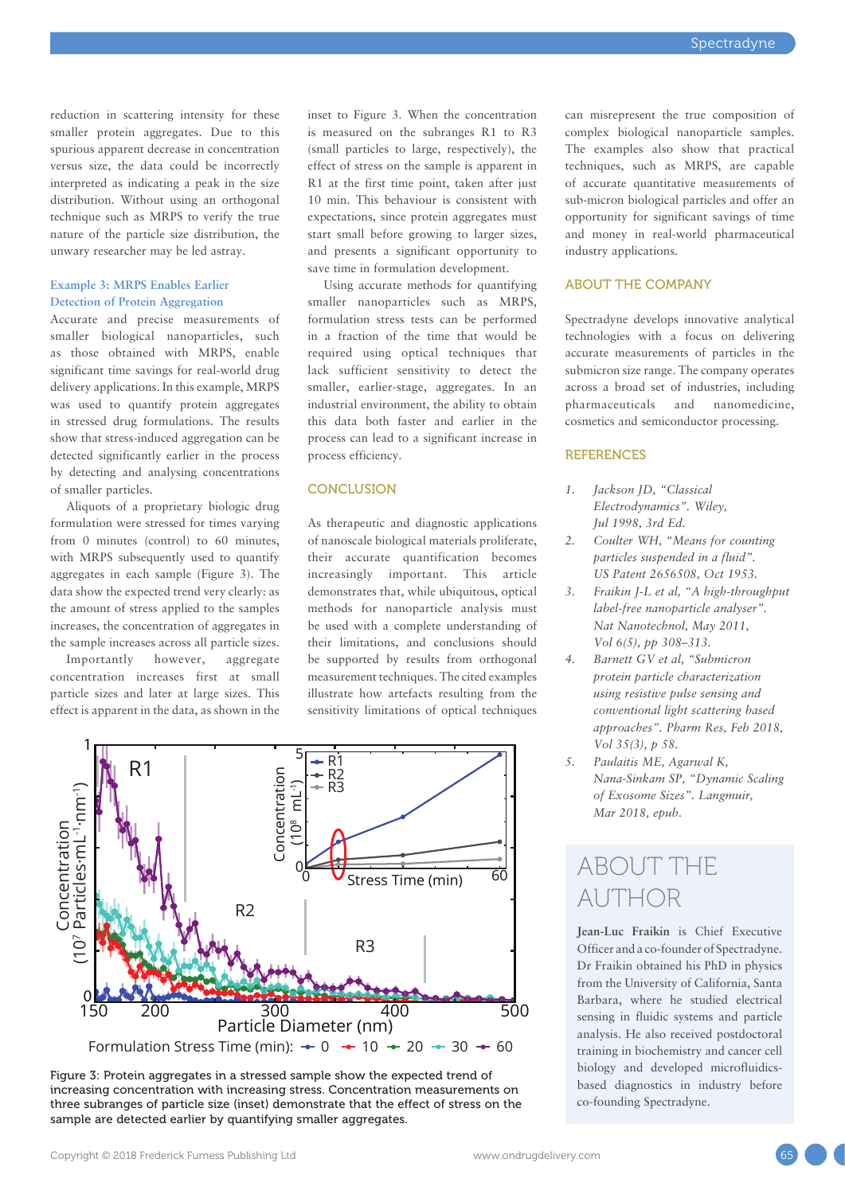reduction in scattering intensity for these smaller protein aggregates. Due to this spurious apparent decrease in concentration versus size, the data could be incorrectly interpreted as indicating a peak in the size distribution. Without using an orthogonal technique such as MRPS to verify the true nature of the particle size distribution, the unwary researcher may be led astray.

### Example 3: MRPS Enables Earlier Detection of Protein Aggregation

Accurate and precise measurements of smaller biological nanoparticles, such as those obtained with MRPS, enable significant time savings for real-world drug delivery applications. In this example, MRPS was used to quantify protein aggregates in stressed drug formulations. The results show that stress-induced aggregation can be detected significantly earlier in the process by detecting and analysing concentrations of smaller particles.

Aliquots of a proprietary biologic drug formulation were stressed for times varying from 0 minutes (control) to 60 minutes, with MRPS subsequently used to quantify aggregates in each sample (Figure 3). The data show the expected trend very clearly: as the amount of stress applied to the samples increases, the concentration of aggregates in the sample increases across all particle sizes.

Importantly however, aggregate concentration increases first at small particle sizes and later at large sizes. This effect is apparent in the data, as shown in the inset to Figure 3. When the concentration is measured on the subranges R1 to R3 (small particles to large, respectively), the effect of stress on the sample is apparent in R1 at the first time point, taken after just 10 min. This behaviour is consistent with expectations, since protein aggregates must start small before growing to larger sizes, and presents a significant opportunity to save time in formulation development.

Using accurate methods for quantifying smaller nanoparticles such as MRPS, formulation stress tests can be performed in a fraction of the time that would be required using optical techniques that lack sufficient sensitivity to detect the smaller, earlier-stage, aggregates. In an industrial environment, the ability to obtain this data both faster and earlier in the process can lead to a significant increase in process efficiency.

## CONCLUSION

As therapeutic and diagnostic applications of nanoscale biological materials proliferate, their accurate quantification becomes increasingly important. This article demonstrates that, while ubiquitous, optical methods for nanoparticle analysis must be used with a complete understanding of their limitations, and conclusions should be supported by results from orthogonal measurement techniques. The cited examples illustrate how artefacts resulting from the sensitivity limitations of optical techniques can misrepresent the true composition of complex biological nanoparticle samples. The examples also show that practical techniques, such as MRPS, are capable of accurate quantitative measurements of sub-micron biological particles and offer an opportunity for significant savings of time and money in real-world pharmaceutical industry applications.

Concentration ($10^7$ Particles·mL$^{-1}$·nm$^{-1}$)
1
0
150 200 300 400 500
Particle Diameter (nm)
R1
R2
R3
Concentration ($10^8$ mL$^{-1}$)
5
0
0 Stress Time (min) 60
R1
R2
R3
Formulation Stress Time (min): 0 10 20 30 60

Figure 3: Protein aggregates in a stressed sample show the expected trend of increasing concentration with increasing stress. Concentration measurements on three subranges of particle size (inset) demonstrate that the effect of stress on the sample are detected earlier by quantifying smaller aggregates.

## ABOUT THE COMPANY

Spectradyne develops innovative analytical technologies with a focus on delivering accurate measurements of particles in the submicron size range. The company operates across a broad set of industries, including pharmaceuticals and nanomedicine, cosmetics and semiconductor processing.

## REFERENCES

1. *Jackson JD, "Classical Electrodynamics". Wiley, Jul 1998, 3rd Ed.*
2. *Coulter WH, "Means for counting particles suspended in a fluid". US Patent 2656508, Oct 1953.*
3. *Fraikin J-L et al, "A high-throughput label-free nanoparticle analyser". Nat Nanotechnol, May 2011, Vol 6(5), pp 308–313.*
4. *Barnett GV et al, "Submicron protein particle characterization using resistive pulse sensing and conventional light scattering based approaches". Pharm Res, Feb 2018, Vol 35(3), p 58.*
5. *Paulaitis ME, Agarwal K, Nana-Sinkam SP, "Dynamic Scaling of Exosome Sizes". Langmuir, Mar 2018, epub.*

## ABOUT THE AUTHOR

**Jean-Luc Fraikin** is Chief Executive Officer and a co-founder of Spectradyne. Dr Fraikin obtained his PhD in physics from the University of California, Santa Barbara, where he studied electrical sensing in fluidic systems and particle analysis. He also received postdoctoral training in biochemistry and cancer cell biology and developed microfluidics-based diagnostics in industry before co-founding Spectradyne.